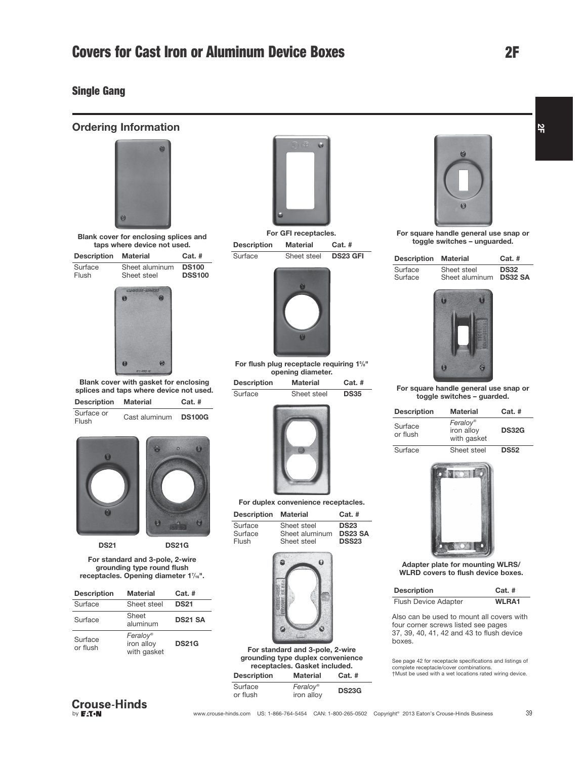# Covers for Cast Iron or Aluminum Device Boxes

## Single Gang

### Ordering Information

**Blank cover for enclosing splices and taps where device not used.**

| Description | Material | Cat. # |
|---|---|---|
| Surface | Sheet aluminum | **DS100** |
| Flush | Sheet steel | **DSS100** |

**Blank cover with gasket for enclosing splices and taps where device not used.**

| Description | Material | Cat. # |
|---|---|---|
| Surface or Flush | Cast aluminum | **DS100G** |

**DS21** **DS21G**

**For standard and 3-pole, 2-wire grounding type round flush receptacles. Opening diameter 1⁷⁄₁₆".**

| Description | Material | Cat. # |
|---|---|---|
| Surface | Sheet steel | **DS21** |
| Surface | Sheet aluminum | **DS21 SA** |
| Surface or flush | *Feraloy®* iron alloy with gasket | **DS21G** |

**For GFI receptacles.**

| Description | Material | Cat. # |
|---|---|---|
| Surface | Sheet steel | **DS23 GFI** |

**For flush plug receptacle requiring 1⁵⁄₈" opening diameter.**

| Description | Material | Cat. # |
|---|---|---|
| Surface | Sheet steel | **DS35** |

**For duplex convenience receptacles.**

| Description | Material | Cat. # |
|---|---|---|
| Surface | Sheet steel | **DS23** |
| Surface | Sheet aluminum | **DS23 SA** |
| Flush | Sheet steel | **DSS23** |

**For standard and 3-pole, 2-wire grounding type duplex convenience receptacles. Gasket included.**

| Description | Material | Cat. # |
|---|---|---|
| Surface or flush | *Feraloy®* iron alloy | **DS23G** |

**For square handle general use snap or toggle switches – unguarded.**

| Description | Material | Cat. # |
|---|---|---|
| Surface | Sheet steel | **DS32** |
| Surface | Sheet aluminum | **DS32 SA** |

**For square handle general use snap or toggle switches – guarded.**

| Description | Material | Cat. # |
|---|---|---|
| Surface or flush | *Feraloy®* iron alloy with gasket | **DS32G** |
| Surface | Sheet steel | **DS52** |

**Adapter plate for mounting WLRS/ WLRD covers to flush device boxes.**

| Description | Cat. # |
|---|---|
| Flush Device Adapter | **WLRA1** |

Also can be used to mount all covers with four corner screws listed see pages 37, 39, 40, 41, 42 and 43 to flush device boxes.

See page 42 for receptacle specifications and listings of complete receptacle/cover combinations.
†Must be used with a wet locations rated wiring device.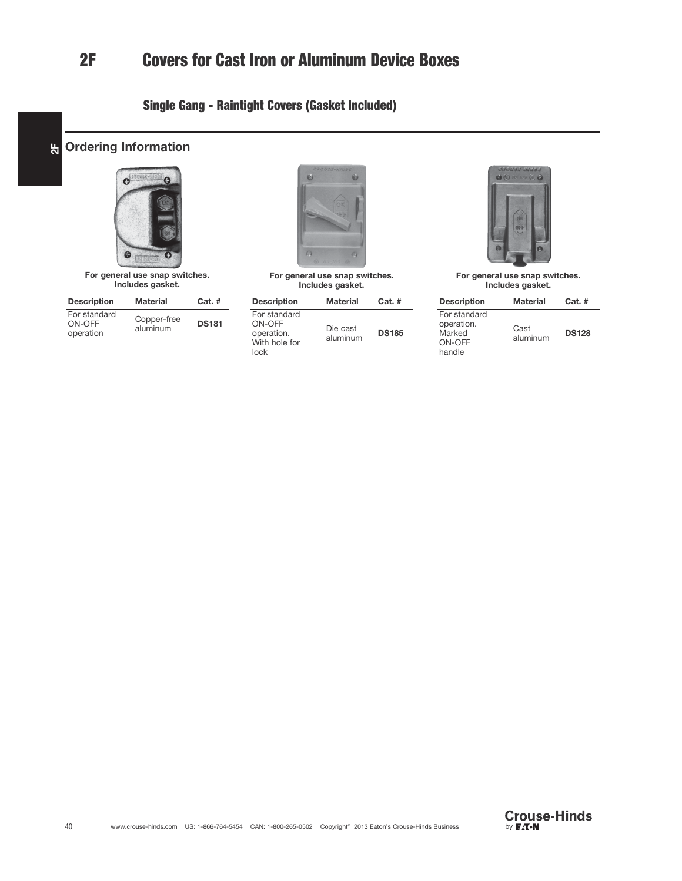# 2F Covers for Cast Iron or Aluminum Device Boxes

## Single Gang - Raintight Covers (Gasket Included)

### Ordering Information

**For general use snap switches. Includes gasket.**

| Description | Material | Cat. # |
|---|---|---|
| For standard ON-OFF operation | Copper-free aluminum | **DS181** |

**For general use snap switches. Includes gasket.**

| Description | Material | Cat. # |
|---|---|---|
| For standard ON-OFF operation. With hole for lock | Die cast aluminum | **DS185** |

**For general use snap switches. Includes gasket.**

| Description | Material | Cat. # |
|---|---|---|
| For standard operation. Marked ON-OFF handle | Cast aluminum | **DS128** |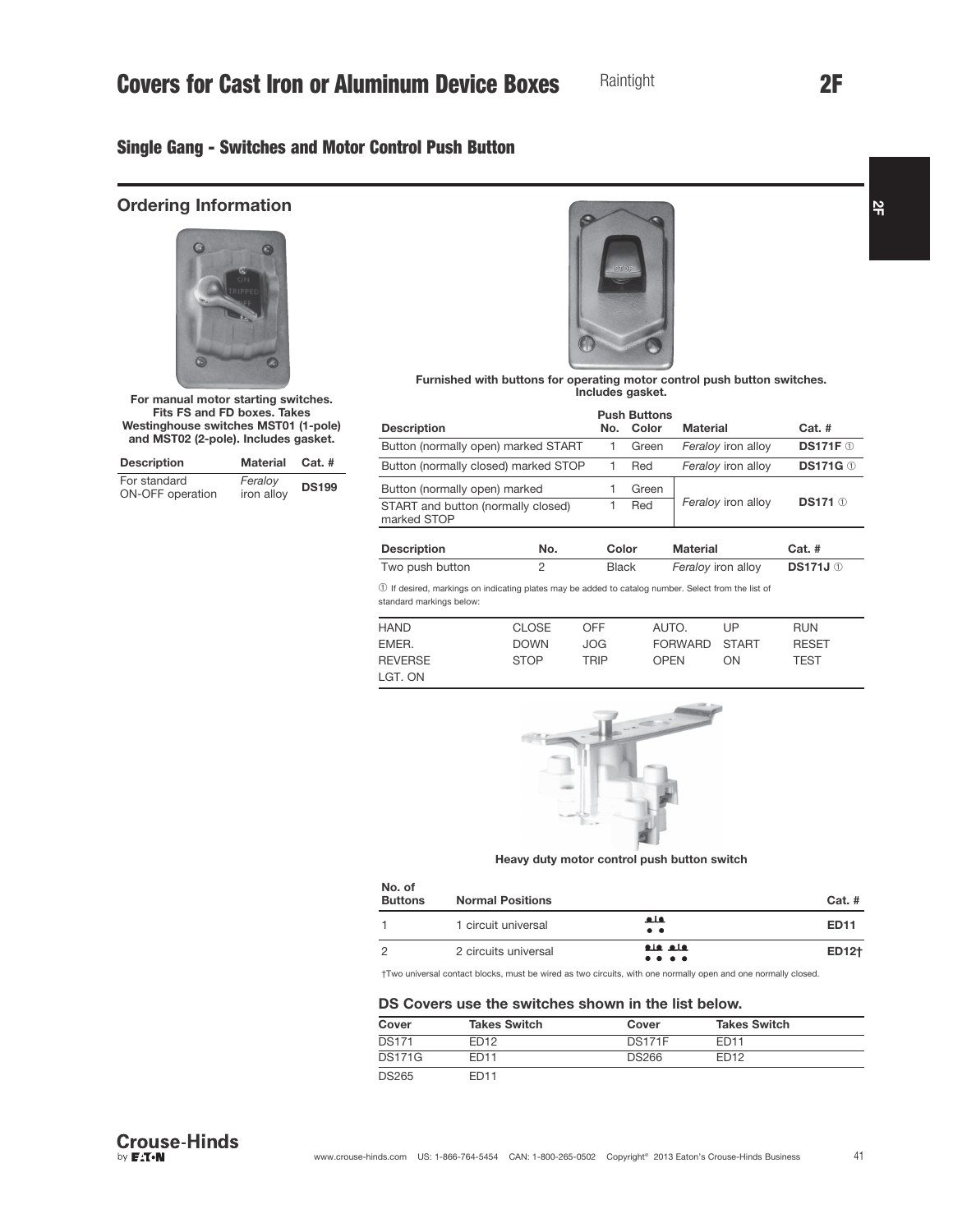# Covers for Cast Iron or Aluminum Device Boxes

Raintight

2F

## Single Gang - Switches and Motor Control Push Button

### Ordering Information

**For manual motor starting switches. Fits FS and FD boxes. Takes Westinghouse switches MST01 (1-pole) and MST02 (2-pole). Includes gasket.**

| Description | Material | Cat. # |
|---|---|---|
| For standard ON-OFF operation | *Feraloy* iron alloy | **DS199** |

**Furnished with buttons for operating motor control push button switches. Includes gasket.**

| Description | Push Buttons No. | Push Buttons Color | Material | Cat. # |
|---|---|---|---|---|
| Button (normally open) marked START | 1 | Green | *Feraloy* iron alloy | **DS171F** ① |
| Button (normally closed) marked STOP | 1 | Red | *Feraloy* iron alloy | **DS171G** ① |
| Button (normally open) marked | 1 | Green | *Feraloy* iron alloy | **DS171** ① |
| START and button (normally closed) marked STOP | 1 | Red | | |

| Description | No. | Color | Material | Cat. # |
|---|---|---|---|---|
| Two push button | 2 | Black | *Feraloy* iron alloy | **DS171J** ① |

① If desired, markings on indicating plates may be added to catalog number. Select from the list of standard markings below:

| | | | | | |
|---|---|---|---|---|---|
| HAND | CLOSE | OFF | AUTO. | UP | RUN |
| EMER. | DOWN | JOG | FORWARD | START | RESET |
| REVERSE | STOP | TRIP | OPEN | ON | TEST |
| LGT. ON | | | | | |

**Heavy duty motor control push button switch**

| No. of Buttons | Normal Positions | | Cat. # |
|---|---|---|---|
| 1 | 1 circuit universal | | **ED11** |
| 2 | 2 circuits universal | | **ED12†** |

†Two universal contact blocks, must be wired as two circuits, with one normally open and one normally closed.

### DS Covers use the switches shown in the list below.

| Cover | Takes Switch | Cover | Takes Switch |
|---|---|---|---|
| DS171 | ED12 | DS171F | ED11 |
| DS171G | ED11 | DS266 | ED12 |
| DS265 | ED11 | | |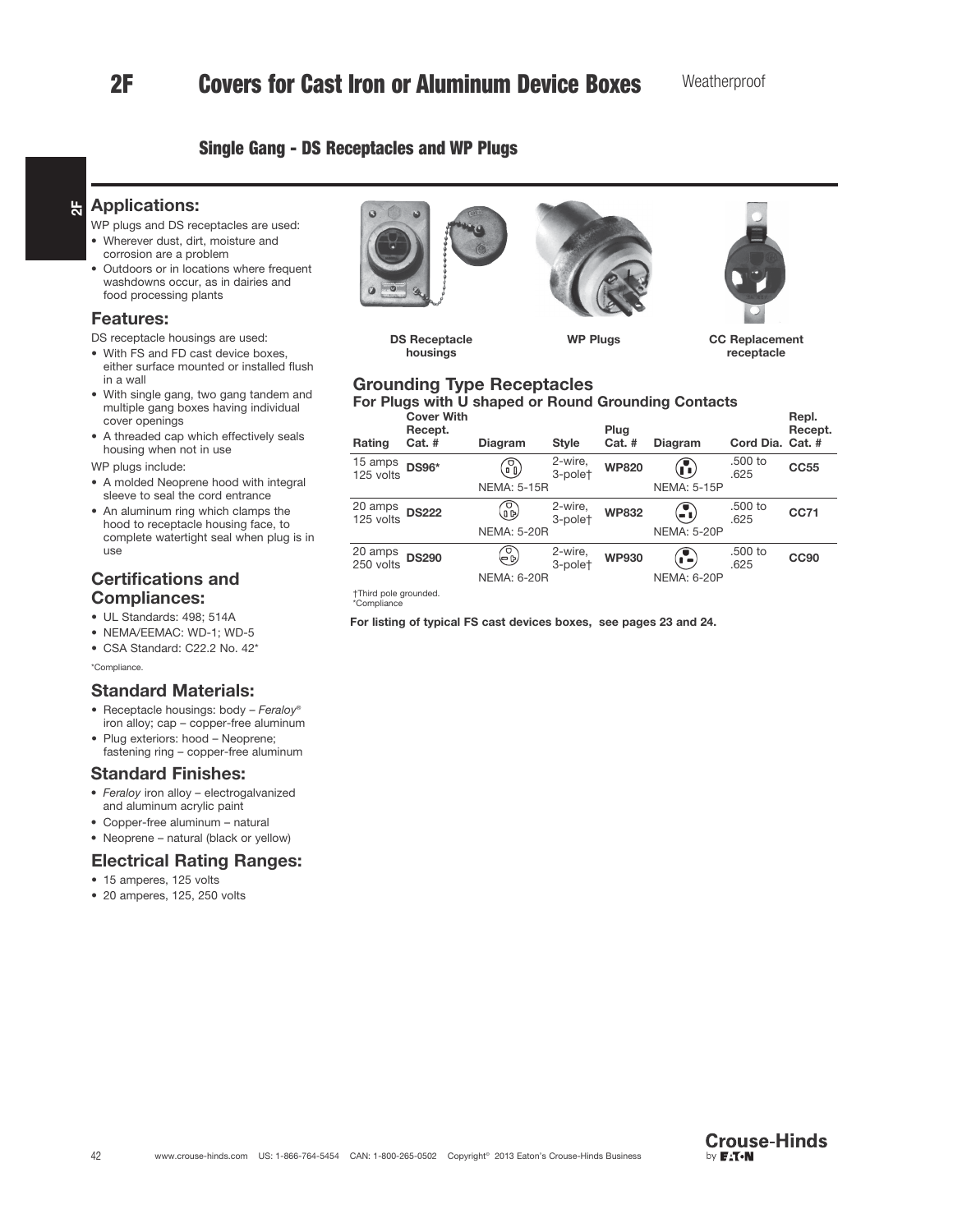# 2F Covers for Cast Iron or Aluminum Device Boxes

Weatherproof

## Single Gang - DS Receptacles and WP Plugs

### Applications:

WP plugs and DS receptacles are used:

- Wherever dust, dirt, moisture and corrosion are a problem
- Outdoors or in locations where frequent washdowns occur, as in dairies and food processing plants

### Features:

DS receptacle housings are used:

- With FS and FD cast device boxes, either surface mounted or installed flush in a wall
- With single gang, two gang tandem and multiple gang boxes having individual cover openings
- A threaded cap which effectively seals housing when not in use

WP plugs include:

- A molded Neoprene hood with integral sleeve to seal the cord entrance
- An aluminum ring which clamps the hood to receptacle housing face, to complete watertight seal when plug is in use

### Certifications and Compliances:

- UL Standards: 498; 514A
- NEMA/EEMAC: WD-1; WD-5
- CSA Standard: C22.2 No. 42*

*Compliance.

### Standard Materials:

- Receptacle housings: body – *Feraloy*® iron alloy; cap – copper-free aluminum
- Plug exteriors: hood – Neoprene; fastening ring – copper-free aluminum

### Standard Finishes:

- *Feraloy* iron alloy – electrogalvanized and aluminum acrylic paint
- Copper-free aluminum – natural
- Neoprene – natural (black or yellow)

### Electrical Rating Ranges:

- 15 amperes, 125 volts
- 20 amperes, 125, 250 volts

DS Receptacle housings

WP Plugs

CC Replacement receptacle

### Grounding Type Receptacles

**For Plugs with U shaped or Round Grounding Contacts**

| Rating | Cover With Recept. Cat. # | Diagram | Style | Plug Cat. # | Diagram | Cord Dia. | Repl. Recept. Cat. # |
|---|---|---|---|---|---|---|---|
| 15 amps 125 volts | **DS96*** | NEMA: 5-15R | 2-wire, 3-pole† | **WP820** | NEMA: 5-15P | .500 to .625 | **CC55** |
| 20 amps 125 volts | **DS222** | NEMA: 5-20R | 2-wire, 3-pole† | **WP832** | NEMA: 5-20P | .500 to .625 | **CC71** |
| 20 amps 250 volts | **DS290** | NEMA: 6-20R | 2-wire, 3-pole† | **WP930** | NEMA: 6-20P | .500 to .625 | **CC90** |

†Third pole grounded.
*Compliance

**For listing of typical FS cast devices boxes, see pages 23 and 24.**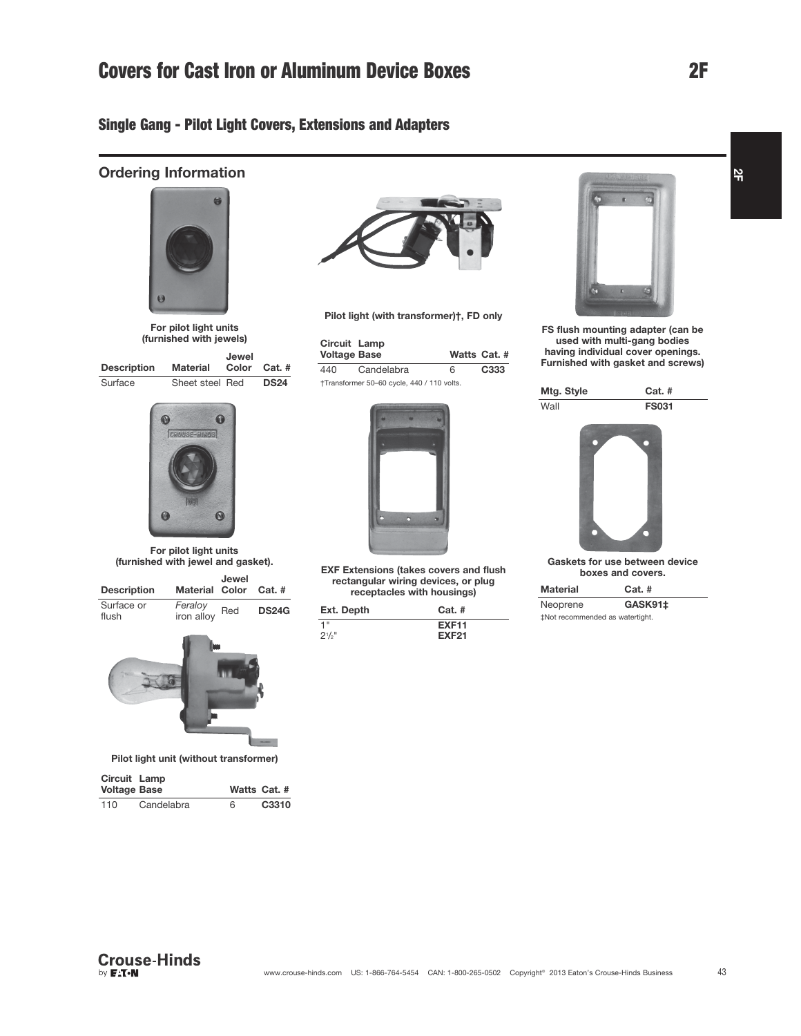# Covers for Cast Iron or Aluminum Device Boxes

## Single Gang - Pilot Light Covers, Extensions and Adapters

### Ordering Information

For pilot light units (furnished with jewels)

| Description | Material | Jewel Color | Cat. # |
|---|---|---|---|
| Surface | Sheet steel | Red | **DS24** |

For pilot light units (furnished with jewel and gasket).

| Description | Material | Jewel Color | Cat. # |
|---|---|---|---|
| Surface or flush | *Feraloy* iron alloy | Red | **DS24G** |

Pilot light unit (without transformer)

| Circuit Voltage | Lamp Base | Watts | Cat. # |
|---|---|---|---|
| 110 | Candelabra | 6 | **C3310** |

Pilot light (with transformer)†, FD only

| Circuit Voltage | Lamp Base | Watts | Cat. # |
|---|---|---|---|
| 440 | Candelabra | 6 | **C333** |

†Transformer 50–60 cycle, 440 / 110 volts.

EXF Extensions (takes covers and flush rectangular wiring devices, or plug receptacles with housings)

| Ext. Depth | Cat. # |
|---|---|
| 1" | **EXF11** |
| 2½" | **EXF21** |

FS flush mounting adapter (can be used with multi-gang bodies having individual cover openings. Furnished with gasket and screws)

| Mtg. Style | Cat. # |
|---|---|
| Wall | **FS031** |

Gaskets for use between device boxes and covers.

| Material | Cat. # |
|---|---|
| Neoprene | **GASK91‡** |

‡Not recommended as watertight.